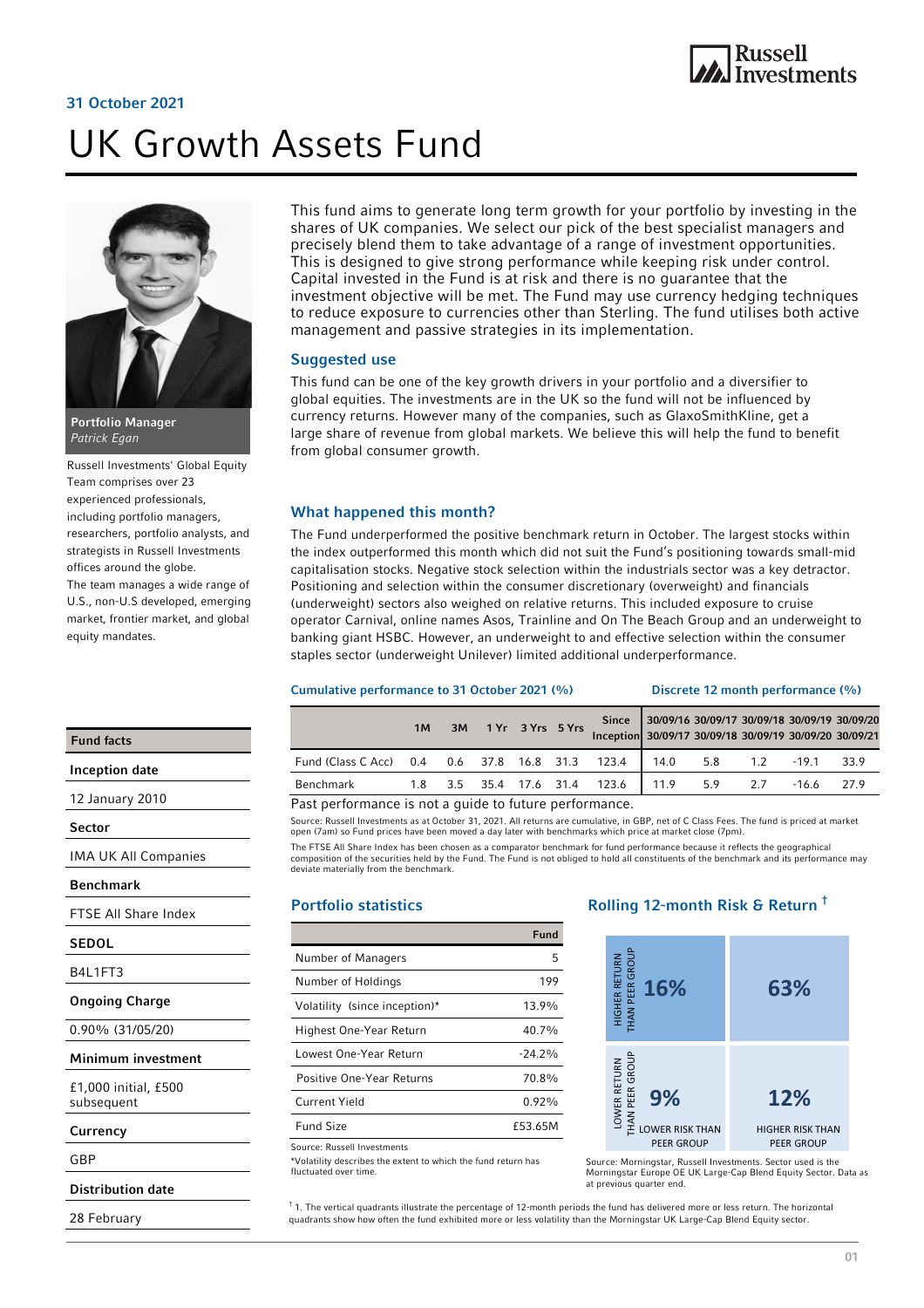31 October 2021

# UK Growth Assets Fund

**Portfolio Manager**
*Patrick Egan*

Russell Investments' Global Equity Team comprises over 23 experienced professionals, including portfolio managers, researchers, portfolio analysts, and strategists in Russell Investments offices around the globe.
The team manages a wide range of U.S., non-U.S developed, emerging market, frontier market, and global equity mandates.

This fund aims to generate long term growth for your portfolio by investing in the shares of UK companies. We select our pick of the best specialist managers and precisely blend them to take advantage of a range of investment opportunities. This is designed to give strong performance while keeping risk under control. Capital invested in the Fund is at risk and there is no guarantee that the investment objective will be met. The Fund may use currency hedging techniques to reduce exposure to currencies other than Sterling. The fund utilises both active management and passive strategies in its implementation.

## Suggested use

This fund can be one of the key growth drivers in your portfolio and a diversifier to global equities. The investments are in the UK so the fund will not be influenced by currency returns. However many of the companies, such as GlaxoSmithKline, get a large share of revenue from global markets. We believe this will help the fund to benefit from global consumer growth.

## What happened this month?

The Fund underperformed the positive benchmark return in October. The largest stocks within the index outperformed this month which did not suit the Fund's positioning towards small-mid capitalisation stocks. Negative stock selection within the industrials sector was a key detractor. Positioning and selection within the consumer discretionary (overweight) and financials (underweight) sectors also weighed on relative returns. This included exposure to cruise operator Carnival, online names Asos, Trainline and On The Beach Group and an underweight to banking giant HSBC. However, an underweight to and effective selection within the consumer staples sector (underweight Unilever) limited additional underperformance.

## Fund facts

| | |
|---|---|
| **Inception date** | 12 January 2010 |
| **Sector** | IMA UK All Companies |
| **Benchmark** | FTSE All Share Index |
| **SEDOL** | B4L1FT3 |
| **Ongoing Charge** | 0.90% (31/05/20) |
| **Minimum investment** | £1,000 initial, £500 subsequent |
| **Currency** | GBP |
| **Distribution date** | 28 February |

**Cumulative performance to 31 October 2021 (%)** / **Discrete 12 month performance (%)**

| | 1M | 3M | 1 Yr | 3 Yrs | 5 Yrs | Since Inception | 30/09/16 30/09/17 | 30/09/17 30/09/18 | 30/09/18 30/09/19 | 30/09/19 30/09/20 | 30/09/20 30/09/21 |
|---|---|---|---|---|---|---|---|---|---|---|---|
| Fund (Class C Acc) | 0.4 | 0.6 | 37.8 | 16.8 | 31.3 | 123.4 | 14.0 | 5.8 | 1.2 | -19.1 | 33.9 |
| Benchmark | 1.8 | 3.5 | 35.4 | 17.6 | 31.4 | 123.6 | 11.9 | 5.9 | 2.7 | -16.6 | 27.9 |

Past performance is not a guide to future performance.

Source: Russell Investments as at October 31, 2021. All returns are cumulative, in GBP, net of C Class Fees. The fund is priced at market open (7am) so Fund prices have been moved a day later with benchmarks which price at market close (7pm).

The FTSE All Share Index has been chosen as a comparator benchmark for fund performance because it reflects the geographical composition of the securities held by the Fund. The Fund is not obliged to hold all constituents of the benchmark and its performance may deviate materially from the benchmark.

## Portfolio statistics

| | Fund |
|---|---|
| Number of Managers | 5 |
| Number of Holdings | 199 |
| Volatility (since inception)* | 13.9% |
| Highest One-Year Return | 40.7% |
| Lowest One-Year Return | -24.2% |
| Positive One-Year Returns | 70.8% |
| Current Yield | 0.92% |
| Fund Size | £53.65M |

Source: Russell Investments
*Volatility describes the extent to which the fund return has fluctuated over time.

## Rolling 12-month Risk & Return [†]

| | Lower risk than peer group | Higher risk than peer group |
|---|---|---|
| Higher return than peer group | 16% | 63% |
| Lower return than peer group | 9% | 12% |

Source: Morningstar, Russell Investments. Sector used is the Morningstar Europe OE UK Large-Cap Blend Equity Sector. Data as at previous quarter end.

[†] 1. The vertical quadrants illustrate the percentage of 12-month periods the fund has delivered more or less return. The horizontal quadrants show how often the fund exhibited more or less volatility than the Morningstar UK Large-Cap Blend Equity sector.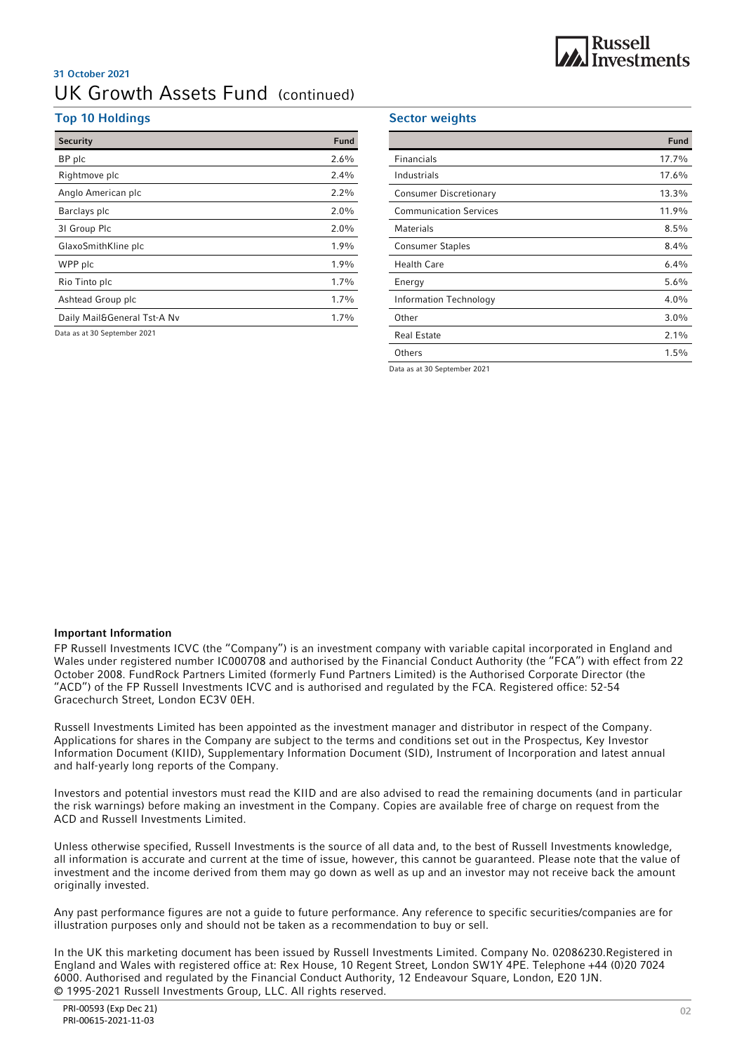31 October 2021

# UK Growth Assets Fund (continued)

## Top 10 Holdings

| Security | Fund |
|---|---|
| BP plc | 2.6% |
| Rightmove plc | 2.4% |
| Anglo American plc | 2.2% |
| Barclays plc | 2.0% |
| 3I Group Plc | 2.0% |
| GlaxoSmithKline plc | 1.9% |
| WPP plc | 1.9% |
| Rio Tinto plc | 1.7% |
| Ashtead Group plc | 1.7% |
| Daily Mail&General Tst-A Nv | 1.7% |

Data as at 30 September 2021

## Sector weights

| | Fund |
|---|---|
| Financials | 17.7% |
| Industrials | 17.6% |
| Consumer Discretionary | 13.3% |
| Communication Services | 11.9% |
| Materials | 8.5% |
| Consumer Staples | 8.4% |
| Health Care | 6.4% |
| Energy | 5.6% |
| Information Technology | 4.0% |
| Other | 3.0% |
| Real Estate | 2.1% |
| Others | 1.5% |

Data as at 30 September 2021

**Important Information**

FP Russell Investments ICVC (the "Company") is an investment company with variable capital incorporated in England and Wales under registered number IC000708 and authorised by the Financial Conduct Authority (the "FCA") with effect from 22 October 2008. FundRock Partners Limited (formerly Fund Partners Limited) is the Authorised Corporate Director (the "ACD") of the FP Russell Investments ICVC and is authorised and regulated by the FCA. Registered office: 52-54 Gracechurch Street, London EC3V 0EH.

Russell Investments Limited has been appointed as the investment manager and distributor in respect of the Company. Applications for shares in the Company are subject to the terms and conditions set out in the Prospectus, Key Investor Information Document (KIID), Supplementary Information Document (SID), Instrument of Incorporation and latest annual and half-yearly long reports of the Company.

Investors and potential investors must read the KIID and are also advised to read the remaining documents (and in particular the risk warnings) before making an investment in the Company. Copies are available free of charge on request from the ACD and Russell Investments Limited.

Unless otherwise specified, Russell Investments is the source of all data and, to the best of Russell Investments knowledge, all information is accurate and current at the time of issue, however, this cannot be guaranteed. Please note that the value of investment and the income derived from them may go down as well as up and an investor may not receive back the amount originally invested.

Any past performance figures are not a guide to future performance. Any reference to specific securities/companies are for illustration purposes only and should not be taken as a recommendation to buy or sell.

In the UK this marketing document has been issued by Russell Investments Limited. Company No. 02086230.Registered in England and Wales with registered office at: Rex House, 10 Regent Street, London SW1Y 4PE. Telephone +44 (0)20 7024 6000. Authorised and regulated by the Financial Conduct Authority, 12 Endeavour Square, London, E20 1JN.
© 1995-2021 Russell Investments Group, LLC. All rights reserved.

PRI-00593 (Exp Dec 21)
PRI-00615-2021-11-03